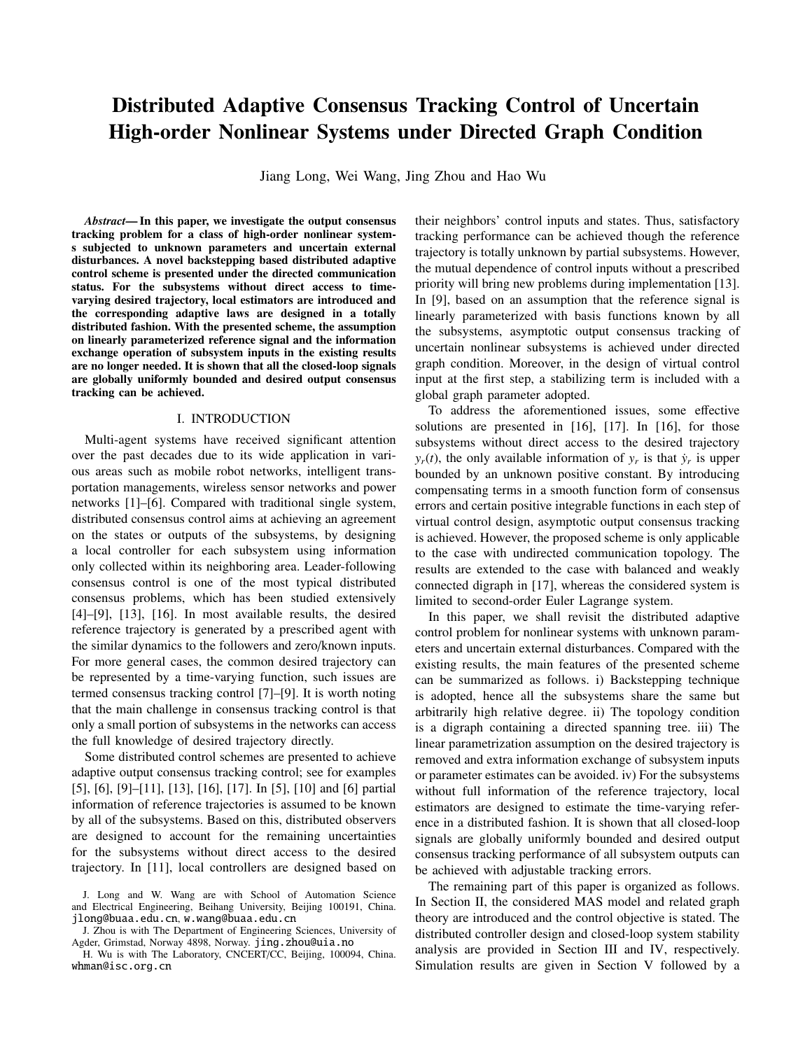# Distributed Adaptive Consensus Tracking Control of Uncertain High-order Nonlinear Systems under Directed Graph Condition

Jiang Long, Wei Wang, Jing Zhou and Hao Wu

***Abstract*— In this paper, we investigate the output consensus tracking problem for a class of high-order nonlinear systems subjected to unknown parameters and uncertain external disturbances. A novel backstepping based distributed adaptive control scheme is presented under the directed communication status. For the subsystems without direct access to time-varying desired trajectory, local estimators are introduced and the corresponding adaptive laws are designed in a totally distributed fashion. With the presented scheme, the assumption on linearly parameterized reference signal and the information exchange operation of subsystem inputs in the existing results are no longer needed. It is shown that all the closed-loop signals are globally uniformly bounded and desired output consensus tracking can be achieved.**

## I. INTRODUCTION

Multi-agent systems have received significant attention over the past decades due to its wide application in various areas such as mobile robot networks, intelligent transportation managements, wireless sensor networks and power networks [1]–[6]. Compared with traditional single system, distributed consensus control aims at achieving an agreement on the states or outputs of the subsystems, by designing a local controller for each subsystem using information only collected within its neighboring area. Leader-following consensus control is one of the most typical distributed consensus problems, which has been studied extensively [4]–[9], [13], [16]. In most available results, the desired reference trajectory is generated by a prescribed agent with the similar dynamics to the followers and zero/known inputs. For more general cases, the common desired trajectory can be represented by a time-varying function, such issues are termed consensus tracking control [7]–[9]. It is worth noting that the main challenge in consensus tracking control is that only a small portion of subsystems in the networks can access the full knowledge of desired trajectory directly.

Some distributed control schemes are presented to achieve adaptive output consensus tracking control; see for examples [5], [6], [9]–[11], [13], [16], [17]. In [5], [10] and [6] partial information of reference trajectories is assumed to be known by all of the subsystems. Based on this, distributed observers are designed to account for the remaining uncertainties for the subsystems without direct access to the desired trajectory. In [11], local controllers are designed based on their neighbors' control inputs and states. Thus, satisfactory tracking performance can be achieved though the reference trajectory is totally unknown by partial subsystems. However, the mutual dependence of control inputs without a prescribed priority will bring new problems during implementation [13]. In [9], based on an assumption that the reference signal is linearly parameterized with basis functions known by all the subsystems, asymptotic output consensus tracking of uncertain nonlinear subsystems is achieved under directed graph condition. Moreover, in the design of virtual control input at the first step, a stabilizing term is included with a global graph parameter adopted.

To address the aforementioned issues, some effective solutions are presented in [16], [17]. In [16], for those subsystems without direct access to the desired trajectory $y_r(t)$, the only available information of $y_r$ is that $\dot{y}_r$ is upper bounded by an unknown positive constant. By introducing compensating terms in a smooth function form of consensus errors and certain positive integrable functions in each step of virtual control design, asymptotic output consensus tracking is achieved. However, the proposed scheme is only applicable to the case with undirected communication topology. The results are extended to the case with balanced and weakly connected digraph in [17], whereas the considered system is limited to second-order Euler Lagrange system.

In this paper, we shall revisit the distributed adaptive control problem for nonlinear systems with unknown parameters and uncertain external disturbances. Compared with the existing results, the main features of the presented scheme can be summarized as follows. i) Backstepping technique is adopted, hence all the subsystems share the same but arbitrarily high relative degree. ii) The topology condition is a digraph containing a directed spanning tree. iii) The linear parametrization assumption on the desired trajectory is removed and extra information exchange of subsystem inputs or parameter estimates can be avoided. iv) For the subsystems without full information of the reference trajectory, local estimators are designed to estimate the time-varying reference in a distributed fashion. It is shown that all closed-loop signals are globally uniformly bounded and desired output consensus tracking performance of all subsystem outputs can be achieved with adjustable tracking errors.

The remaining part of this paper is organized as follows. In Section II, the considered MAS model and related graph theory are introduced and the control objective is stated. The distributed controller design and closed-loop system stability analysis are provided in Section III and IV, respectively. Simulation results are given in Section V followed by a

J. Long and W. Wang are with School of Automation Science and Electrical Engineering, Beihang University, Beijing 100191, China. jlong@buaa.edu.cn, w.wang@buaa.edu.cn

J. Zhou is with The Department of Engineering Sciences, University of Agder, Grimstad, Norway 4898, Norway. jing.zhou@uia.no

H. Wu is with The Laboratory, CNCERT/CC, Beijing, 100094, China. whman@isc.org.cn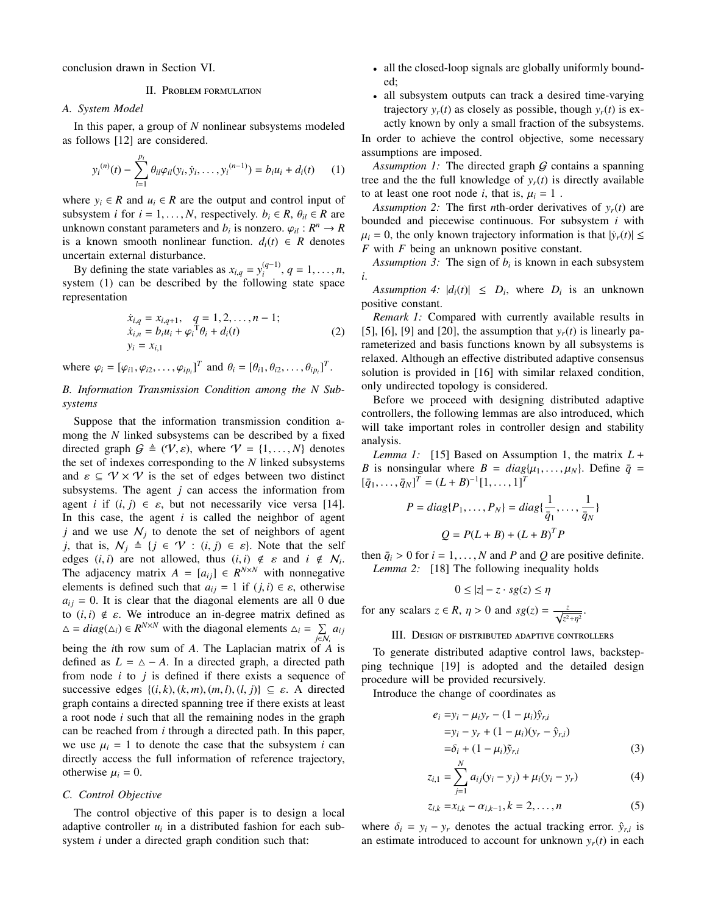conclusion drawn in Section VI.

## II. Problem formulation

### A. System Model

In this paper, a group of $N$ nonlinear subsystems modeled as follows [12] are considered.

$$y_i^{(n)}(t) - \sum_{l=1}^{p_i} \theta_{il}\varphi_{il}(y_i, \dot{y}_i, \ldots, y_i^{(n-1)}) = b_i u_i + d_i(t) \qquad (1)$$

where $y_i \in R$ and $u_i \in R$ are the output and control input of subsystem $i$ for $i = 1, \ldots, N$, respectively. $b_i \in R$, $\theta_{il} \in R$ are unknown constant parameters and $b_i$ is nonzero. $\varphi_{il} : R^n \to R$ is a known smooth nonlinear function. $d_i(t) \in R$ denotes uncertain external disturbance.

By defining the state variables as $x_{i,q} = y_i^{(q-1)}$, $q = 1, \ldots, n$, system (1) can be described by the following state space representation

$$\begin{aligned} \dot{x}_{i,q} &= x_{i,q+1}, \quad q = 1, 2, \ldots, n-1; \\ \dot{x}_{i,n} &= b_i u_i + \varphi_i^{\mathrm{T}}\theta_i + d_i(t) \\ y_i &= x_{i,1} \end{aligned} \qquad (2)$$

where $\varphi_i = [\varphi_{i1}, \varphi_{i2}, \ldots, \varphi_{ip_i}]^T$ and $\theta_i = [\theta_{i1}, \theta_{i2}, \ldots, \theta_{ip_i}]^T$.

### B. Information Transmission Condition among the N Subsystems

Suppose that the information transmission condition among the $N$ linked subsystems can be described by a fixed directed graph $\mathcal{G} \triangleq (\mathcal{V}, \varepsilon)$, where $\mathcal{V} = \{1, \ldots, N\}$ denotes the set of indexes corresponding to the $N$ linked subsystems and $\varepsilon \subseteq \mathcal{V} \times \mathcal{V}$ is the set of edges between two distinct subsystems. The agent $j$ can access the information from agent $i$ if $(i, j) \in \varepsilon$, but not necessarily vice versa [14]. In this case, the agent $i$ is called the neighbor of agent $j$ and we use $\mathcal{N}_j$ to denote the set of neighbors of agent $j$, that is, $\mathcal{N}_j \triangleq \{j \in \mathcal{V} : (i, j) \in \varepsilon\}$. Note that the self edges $(i, i)$ are not allowed, thus $(i, i) \notin \varepsilon$ and $i \notin \mathcal{N}_i$. The adjacency matrix $A = [a_{ij}] \in R^{N\times N}$ with nonnegative elements is defined such that $a_{ij} = 1$ if $(j, i) \in \varepsilon$, otherwise $a_{ij} = 0$. It is clear that the diagonal elements are all 0 due to $(i, i) \notin \varepsilon$. We introduce an in-degree matrix defined as $\triangle = diag(\triangle_i) \in R^{N\times N}$ with the diagonal elements $\triangle_i = \sum_{j\in\mathcal{N}_i} a_{ij}$ being the $i$th row sum of $A$. The Laplacian matrix of $A$ is defined as $L = \triangle - A$. In a directed graph, a directed path from node $i$ to $j$ is defined if there exists a sequence of successive edges $\{(i, k), (k, m), (m, l), (l, j)\} \subseteq \varepsilon$. A directed graph contains a directed spanning tree if there exists at least a root node $i$ such that all the remaining nodes in the graph can be reached from $i$ through a directed path. In this paper, we use $\mu_i = 1$ to denote the case that the subsystem $i$ can directly access the full information of reference trajectory, otherwise $\mu_i = 0$.

### C. Control Objective

The control objective of this paper is to design a local adaptive controller $u_i$ in a distributed fashion for each subsystem $i$ under a directed graph condition such that:

- all the closed-loop signals are globally uniformly bounded;
- all subsystem outputs can track a desired time-varying trajectory $y_r(t)$ as closely as possible, though $y_r(t)$ is exactly known by only a small fraction of the subsystems.

In order to achieve the control objective, some necessary assumptions are imposed.

*Assumption 1:* The directed graph $\mathcal{G}$ contains a spanning tree and the the full knowledge of $y_r(t)$ is directly available to at least one root node $i$, that is, $\mu_i = 1$ .

*Assumption 2:* The first $n$th-order derivatives of $y_r(t)$ are bounded and piecewise continuous. For subsystem $i$ with $\mu_i = 0$, the only known trajectory information is that $|\dot{y}_r(t)| \leq F$ with $F$ being an unknown positive constant.

*Assumption 3:* The sign of $b_i$ is known in each subsystem $i$.

*Assumption 4:* $|d_i(t)| \leq D_i$, where $D_i$ is an unknown positive constant.

*Remark 1:* Compared with currently available results in [5], [6], [9] and [20], the assumption that $y_r(t)$ is linearly parameterized and basis functions known by all subsystems is relaxed. Although an effective distributed adaptive consensus solution is provided in [16] with similar relaxed condition, only undirected topology is considered.

Before we proceed with designing distributed adaptive controllers, the following lemmas are also introduced, which will take important roles in controller design and stability analysis.

*Lemma 1:* [15] Based on Assumption 1, the matrix $L + B$ is nonsingular where $B = diag\{\mu_1, \ldots, \mu_N\}$. Define $\bar{q} = [\bar{q}_1, \ldots, \bar{q}_N]^T = (L + B)^{-1}[1, \ldots, 1]^T$

$$P = diag\{P_1, \ldots, P_N\} = diag\{\frac{1}{\bar{q}_1}, \ldots, \frac{1}{\bar{q}_N}\}$$

$$Q = P(L + B) + (L + B)^T P$$

then $\bar{q}_i > 0$ for $i = 1, \ldots, N$ and $P$ and $Q$ are positive definite.

*Lemma 2:* [18] The following inequality holds

$$0 \leq |z| - z \cdot sg(z) \leq \eta$$

for any scalars $z \in R$, $\eta > 0$ and $sg(z) = \frac{z}{\sqrt{z^2+\eta^2}}$.

## III. Design of distributed adaptive controllers

To generate distributed adaptive control laws, backstepping technique [19] is adopted and the detailed design procedure will be provided recursively.

Introduce the change of coordinates as

$$\begin{aligned} e_i &= y_i - \mu_i y_r - (1 - \mu_i)\hat{y}_{r,i} \\ &= y_i - y_r + (1 - \mu_i)(y_r - \hat{y}_{r,i}) \\ &= \delta_i + (1 - \mu_i)\tilde{y}_{r,i} \end{aligned} \qquad (3)$$

$$z_{i,1} = \sum_{j=1}^{N} a_{ij}(y_i - y_j) + \mu_i(y_i - y_r) \qquad (4)$$

$$z_{i,k} = x_{i,k} - \alpha_{i,k-1}, k = 2, \ldots, n \qquad (5)$$

where $\delta_i = y_i - y_r$ denotes the actual tracking error. $\hat{y}_{r,i}$ is an estimate introduced to account for unknown $y_r(t)$ in each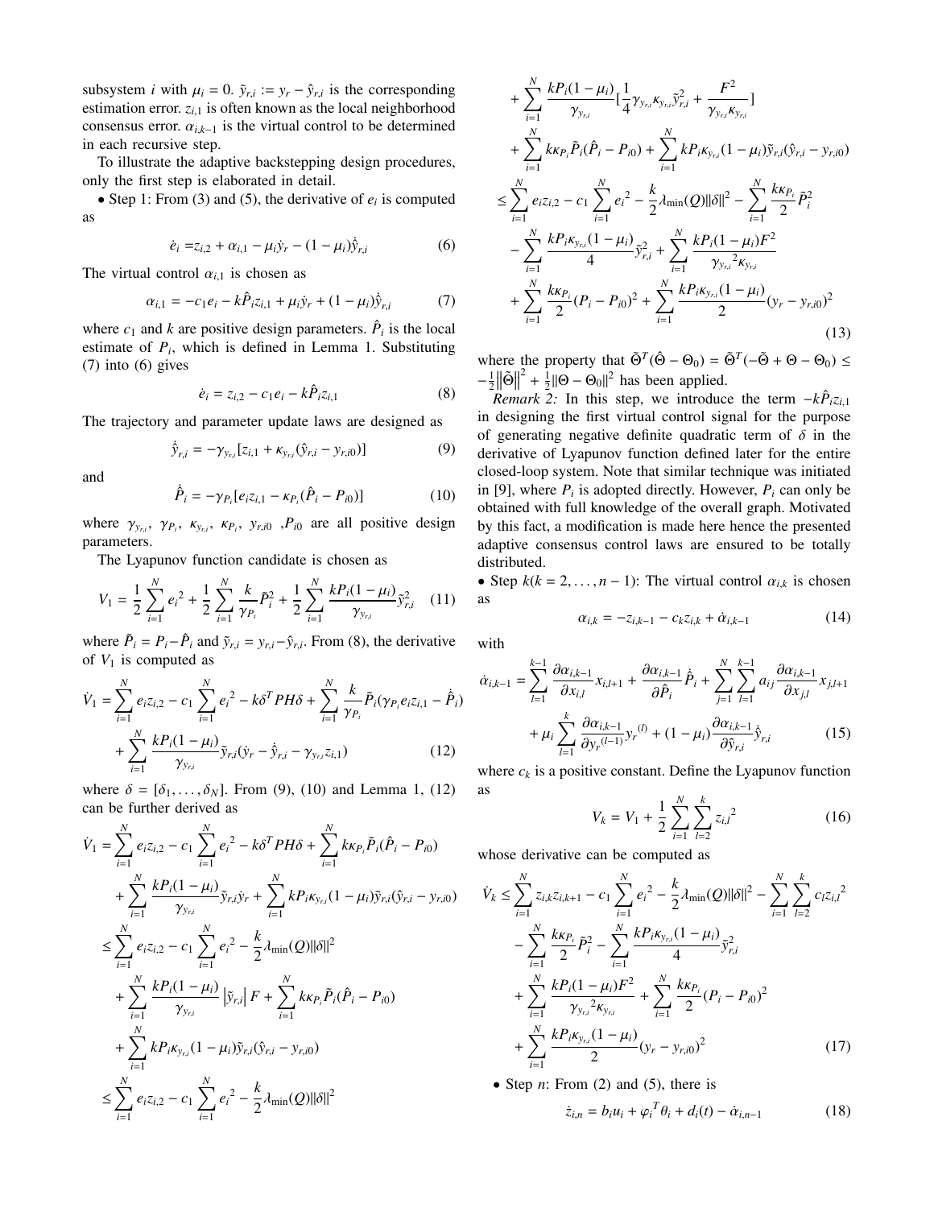subsystem $i$ with $\mu_i = 0$. $\tilde{y}_{r,i} := y_r - \hat{y}_{r,i}$ is the corresponding estimation error. $z_{i,1}$ is often known as the local neighborhood consensus error. $\alpha_{i,k-1}$ is the virtual control to be determined in each recursive step.

To illustrate the adaptive backstepping design procedures, only the first step is elaborated in detail.

• Step 1: From (3) and (5), the derivative of $e_i$ is computed as

$$\dot{e}_i = z_{i,2} + \alpha_{i,1} - \mu_i \dot{y}_r - (1-\mu_i)\dot{\hat{y}}_{r,i} \tag{6}$$

The virtual control $\alpha_{i,1}$ is chosen as

$$\alpha_{i,1} = -c_1 e_i - k\hat{P}_i z_{i,1} + \mu_i \dot{y}_r + (1-\mu_i)\dot{\hat{y}}_{r,i} \tag{7}$$

where $c_1$ and $k$ are positive design parameters. $\hat{P}_i$ is the local estimate of $P_i$, which is defined in Lemma 1. Substituting (7) into (6) gives

$$\dot{e}_i = z_{i,2} - c_1 e_i - k\hat{P}_i z_{i,1} \tag{8}$$

The trajectory and parameter update laws are designed as

$$\dot{\hat{y}}_{r,i} = -\gamma_{y_{r,i}}[z_{i,1} + \kappa_{y_{r,i}}(\hat{y}_{r,i} - y_{r,i0})] \tag{9}$$

and

$$\dot{\hat{P}}_i = -\gamma_{P_i}[e_i z_{i,1} - \kappa_{P_i}(\hat{P}_i - P_{i0})] \tag{10}$$

where $\gamma_{y_{r,i}}$, $\gamma_{P_i}$, $\kappa_{y_{r,i}}$, $\kappa_{P_i}$, $y_{r,i0}$ ,$P_{i0}$ are all positive design parameters.

The Lyapunov function candidate is chosen as

$$V_1 = \frac{1}{2}\sum_{i=1}^{N} e_i{}^2 + \frac{1}{2}\sum_{i=1}^{N}\frac{k}{\gamma_{P_i}}\tilde{P}_i^2 + \frac{1}{2}\sum_{i=1}^{N}\frac{kP_i(1-\mu_i)}{\gamma_{y_{r,i}}}\tilde{y}_{r,i}^2 \tag{11}$$

where $\tilde{P}_i = P_i - \hat{P}_i$ and $\tilde{y}_{r,i} = y_{r,i} - \hat{y}_{r,i}$. From (8), the derivative of $V_1$ is computed as

$$\begin{aligned}\dot{V}_1 =& \sum_{i=1}^{N} e_i z_{i,2} - c_1\sum_{i=1}^{N} e_i{}^2 - k\delta^T PH\delta + \sum_{i=1}^{N}\frac{k}{\gamma_{P_i}}\tilde{P}_i(\gamma_{P_i} e_i z_{i,1} - \dot{\hat{P}}_i) \\ &+ \sum_{i=1}^{N}\frac{kP_i(1-\mu_i)}{\gamma_{y_{r,i}}}\tilde{y}_{r,i}(\dot{y}_r - \dot{\hat{y}}_{r,i} - \gamma_{y_{r,i}} z_{i,1})\end{aligned} \tag{12}$$

where $\delta = [\delta_1, \ldots, \delta_N]$. From (9), (10) and Lemma 1, (12) can be further derived as

$$\begin{aligned}\dot{V}_1 =& \sum_{i=1}^{N} e_i z_{i,2} - c_1\sum_{i=1}^{N} e_i{}^2 - k\delta^T PH\delta + \sum_{i=1}^{N} k\kappa_{P_i}\tilde{P}_i(\hat{P}_i - P_{i0}) \\ &+ \sum_{i=1}^{N}\frac{kP_i(1-\mu_i)}{\gamma_{y_{r,i}}}\tilde{y}_{r,i}\dot{y}_r + \sum_{i=1}^{N} kP_i\kappa_{y_{r,i}}(1-\mu_i)\tilde{y}_{r,i}(\hat{y}_{r,i} - y_{r,i0}) \\ \leq& \sum_{i=1}^{N} e_i z_{i,2} - c_1\sum_{i=1}^{N} e_i{}^2 - \frac{k}{2}\lambda_{\min}(Q)\|\delta\|^2 \\ &+ \sum_{i=1}^{N}\frac{kP_i(1-\mu_i)}{\gamma_{y_{r,i}}}\left|\tilde{y}_{r,i}\right| F + \sum_{i=1}^{N} k\kappa_{P_i}\tilde{P}_i(\hat{P}_i - P_{i0}) \\ &+ \sum_{i=1}^{N} kP_i\kappa_{y_{r,i}}(1-\mu_i)\tilde{y}_{r,i}(\hat{y}_{r,i} - y_{r,i0}) \\ \leq& \sum_{i=1}^{N} e_i z_{i,2} - c_1\sum_{i=1}^{N} e_i{}^2 - \frac{k}{2}\lambda_{\min}(Q)\|\delta\|^2 \\ &+ \sum_{i=1}^{N}\frac{kP_i(1-\mu_i)}{\gamma_{y_{r,i}}}\left[\frac{1}{4}\gamma_{y_{r,i}}\kappa_{y_{r,i}}\tilde{y}_{r,i}^2 + \frac{F^2}{\gamma_{y_{r,i}}\kappa_{y_{r,i}}}\right] \\ &+ \sum_{i=1}^{N} k\kappa_{P_i}\tilde{P}_i(\hat{P}_i - P_{i0}) + \sum_{i=1}^{N} kP_i\kappa_{y_{r,i}}(1-\mu_i)\tilde{y}_{r,i}(\hat{y}_{r,i} - y_{r,i0}) \\ \leq& \sum_{i=1}^{N} e_i z_{i,2} - c_1\sum_{i=1}^{N} e_i{}^2 - \frac{k}{2}\lambda_{\min}(Q)\|\delta\|^2 - \sum_{i=1}^{N}\frac{k\kappa_{P_i}}{2}\tilde{P}_i^2 \\ &- \sum_{i=1}^{N}\frac{kP_i\kappa_{y_{r,i}}(1-\mu_i)}{4}\tilde{y}_{r,i}^2 + \sum_{i=1}^{N}\frac{kP_i(1-\mu_i)F^2}{\gamma_{y_{r,i}}{}^2\kappa_{y_{r,i}}} \\ &+ \sum_{i=1}^{N}\frac{k\kappa_{P_i}}{2}(P_i - P_{i0})^2 + \sum_{i=1}^{N}\frac{kP_i\kappa_{y_{r,i}}(1-\mu_i)}{2}(y_r - y_{r,i0})^2\end{aligned} \tag{13}$$

where the property that $\tilde{\Theta}^T(\hat{\Theta} - \Theta_0) = \tilde{\Theta}^T(-\tilde{\Theta} + \Theta - \Theta_0) \leq -\frac{1}{2}\left\|\tilde{\Theta}\right\|^2 + \frac{1}{2}\|\Theta - \Theta_0\|^2$ has been applied.

*Remark 2:* In this step, we introduce the term $-k\hat{P}_i z_{i,1}$ in designing the first virtual control signal for the purpose of generating negative definite quadratic term of $\delta$ in the derivative of Lyapunov function defined later for the entire closed-loop system. Note that similar technique was initiated in [9], where $P_i$ is adopted directly. However, $P_i$ can only be obtained with full knowledge of the overall graph. Motivated by this fact, a modification is made here hence the presented adaptive consensus control laws are ensured to be totally distributed.

• Step $k(k = 2, \ldots, n-1)$: The virtual control $\alpha_{i,k}$ is chosen as

$$\alpha_{i,k} = -z_{i,k-1} - c_k z_{i,k} + \dot{\alpha}_{i,k-1} \tag{14}$$

with

$$\begin{aligned}\dot{\alpha}_{i,k-1} =& \sum_{l=1}^{k-1}\frac{\partial\alpha_{i,k-1}}{\partial x_{i,l}}x_{i,l+1} + \frac{\partial\alpha_{i,k-1}}{\partial\hat{P}_i}\dot{\hat{P}}_i + \sum_{j=1}^{N}\sum_{l=1}^{k-1} a_{ij}\frac{\partial\alpha_{i,k-1}}{\partial x_{j,l}}x_{j,l+1} \\ &+ \mu_i\sum_{l=1}^{k}\frac{\partial\alpha_{i,k-1}}{\partial y_r{}^{(l-1)}}y_r{}^{(l)} + (1-\mu_i)\frac{\partial\alpha_{i,k-1}}{\partial\hat{y}_{r,i}}\dot{\hat{y}}_{r,i}\end{aligned} \tag{15}$$

where $c_k$ is a positive constant. Define the Lyapunov function as

$$V_k = V_1 + \frac{1}{2}\sum_{i=1}^{N}\sum_{l=2}^{k} z_{i,l}{}^2 \tag{16}$$

whose derivative can be computed as

$$\begin{aligned}\dot{V}_k \leq& \sum_{i=1}^{N} z_{i,k}z_{i,k+1} - c_1\sum_{i=1}^{N} e_i{}^2 - \frac{k}{2}\lambda_{\min}(Q)\|\delta\|^2 - \sum_{i=1}^{N}\sum_{l=2}^{k} c_l z_{i,l}{}^2 \\ &- \sum_{i=1}^{N}\frac{k\kappa_{P_i}}{2}\tilde{P}_i^2 - \sum_{i=1}^{N}\frac{kP_i\kappa_{y_{r,i}}(1-\mu_i)}{4}\tilde{y}_{r,i}^2 \\ &+ \sum_{i=1}^{N}\frac{kP_i(1-\mu_i)F^2}{\gamma_{y_{r,i}}{}^2\kappa_{y_{r,i}}} + \sum_{i=1}^{N}\frac{k\kappa_{P_i}}{2}(P_i - P_{i0})^2 \\ &+ \sum_{i=1}^{N}\frac{kP_i\kappa_{y_{r,i}}(1-\mu_i)}{2}(y_r - y_{r,i0})^2\end{aligned} \tag{17}$$

• Step $n$: From (2) and (5), there is

$$\dot{z}_{i,n} = b_i u_i + \varphi_i{}^T\theta_i + d_i(t) - \dot{\alpha}_{i,n-1} \tag{18}$$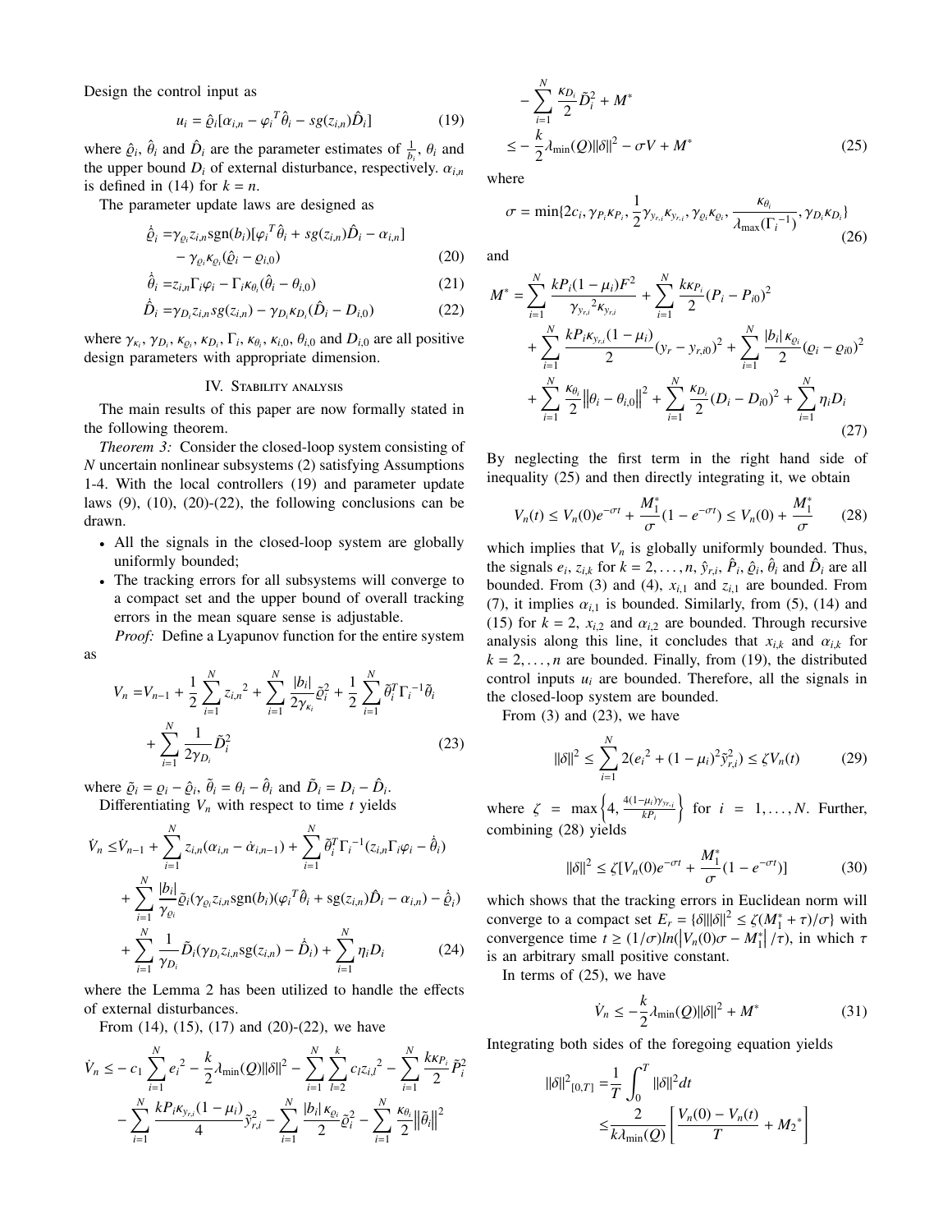Design the control input as

$$u_i = \hat{\varrho}_i[\alpha_{i,n} - \varphi_i{}^T\hat{\theta}_i - sg(z_{i,n})\hat{D}_i] \tag{19}$$

where $\hat{\varrho}_i$, $\hat{\theta}_i$ and $\hat{D}_i$ are the parameter estimates of $\frac{1}{b_i}$, $\theta_i$ and the upper bound $D_i$ of external disturbance, respectively. $\alpha_{i,n}$ is defined in (14) for $k = n$.

The parameter update laws are designed as

$$\begin{aligned}\dot{\hat{\varrho}}_i =& \gamma_{\varrho_i} z_{i,n}\text{sgn}(b_i)[\varphi_i{}^T\hat{\theta}_i + sg(z_{i,n})\hat{D}_i - \alpha_{i,n}] \\ &- \gamma_{\varrho_i}\kappa_{\varrho_i}(\hat{\varrho}_i - \varrho_{i,0}) \end{aligned}\tag{20}$$

$$\dot{\hat{\theta}}_i = z_{i,n}\Gamma_i\varphi_i - \Gamma_i\kappa_{\theta_i}(\hat{\theta}_i - \theta_{i,0}) \tag{21}$$

$$\dot{\hat{D}}_i = \gamma_{D_i} z_{i,n} sg(z_{i,n}) - \gamma_{D_i}\kappa_{D_i}(\hat{D}_i - D_{i,0}) \tag{22}$$

where $\gamma_{\kappa_i}$, $\gamma_{D_i}$, $\kappa_{\varrho_i}$, $\kappa_{D_i}$, $\Gamma_i$, $\kappa_{\theta_i}$, $\kappa_{i,0}$, $\theta_{i,0}$ and $D_{i,0}$ are all positive design parameters with appropriate dimension.

## IV. Stability analysis

The main results of this paper are now formally stated in the following theorem.

*Theorem 3:* Consider the closed-loop system consisting of $N$ uncertain nonlinear subsystems (2) satisfying Assumptions 1-4. With the local controllers (19) and parameter update laws (9), (10), (20)-(22), the following conclusions can be drawn.

- All the signals in the closed-loop system are globally uniformly bounded;
- The tracking errors for all subsystems will converge to a compact set and the upper bound of overall tracking errors in the mean square sense is adjustable.

*Proof:* Define a Lyapunov function for the entire system as

$$\begin{aligned}V_n =& V_{n-1} + \frac{1}{2}\sum_{i=1}^{N} z_{i,n}{}^2 + \sum_{i=1}^{N}\frac{|b_i|}{2\gamma_{\kappa_i}}\tilde{\varrho}_i^2 + \frac{1}{2}\sum_{i=1}^{N}\tilde{\theta}_i^T\Gamma_i{}^{-1}\tilde{\theta}_i \\ &+ \sum_{i=1}^{N}\frac{1}{2\gamma_{D_i}}\tilde{D}_i^2 \end{aligned}\tag{23}$$

where $\tilde{\varrho}_i = \varrho_i - \hat{\varrho}_i$, $\tilde{\theta}_i = \theta_i - \hat{\theta}_i$ and $\tilde{D}_i = D_i - \hat{D}_i$.

Differentiating $V_n$ with respect to time $t$ yields

$$\begin{aligned}\dot{V}_n \leq& \dot{V}_{n-1} + \sum_{i=1}^{N} z_{i,n}(\alpha_{i,n} - \dot{\alpha}_{i,n-1}) + \sum_{i=1}^{N}\tilde{\theta}_i^T\Gamma_i{}^{-1}(z_{i,n}\Gamma_i\varphi_i - \dot{\hat{\theta}}_i) \\ &+ \sum_{i=1}^{N}\frac{|b_i|}{\gamma_{\varrho_i}}\tilde{\varrho}_i(\gamma_{\varrho_i}z_{i,n}\text{sgn}(b_i)(\varphi_i{}^T\hat{\theta}_i + \text{sg}(z_{i,n})\hat{D}_i - \alpha_{i,n}) - \dot{\hat{\varrho}}_i) \\ &+ \sum_{i=1}^{N}\frac{1}{\gamma_{D_i}}\tilde{D}_i(\gamma_{D_i}z_{i,n}\text{sg}(z_{i,n}) - \dot{\hat{D}}_i) + \sum_{i=1}^{N}\eta_i D_i \end{aligned}\tag{24}$$

where the Lemma 2 has been utilized to handle the effects of external disturbances.

From (14), (15), (17) and (20)-(22), we have

$$\begin{aligned}\dot{V}_n \leq& -c_1\sum_{i=1}^{N} e_i{}^2 - \frac{k}{2}\lambda_{\min}(Q)\|\delta\|^2 - \sum_{i=1}^{N}\sum_{l=2}^{k} c_l z_{i,l}{}^2 - \sum_{i=1}^{N}\frac{k\kappa_{P_i}}{2}\tilde{P}_i^2 \\ &- \sum_{i=1}^{N}\frac{kP_i\kappa_{y_{r,i}}(1-\mu_i)}{4}\tilde{y}_{r,i}^2 - \sum_{i=1}^{N}\frac{|b_i|\kappa_{\varrho_i}}{2}\tilde{\varrho}_i^2 - \sum_{i=1}^{N}\frac{\kappa_{\theta_i}}{2}\|\tilde{\theta}_i\|^2 \\ &- \sum_{i=1}^{N}\frac{\kappa_{D_i}}{2}\tilde{D}_i^2 + M^* \\ \leq& -\frac{k}{2}\lambda_{\min}(Q)\|\delta\|^2 - \sigma V + M^* \end{aligned}\tag{25}$$

where

$$\sigma = \min\{2c_i, \gamma_{P_i}\kappa_{P_i}, \frac{1}{2}\gamma_{y_{r,i}}\kappa_{y_{r,i}}, \gamma_{\varrho_i}\kappa_{\varrho_i}, \frac{\kappa_{\theta_i}}{\lambda_{\max}(\Gamma_i{}^{-1})}, \gamma_{D_i}\kappa_{D_i}\} \tag{26}$$

and

$$\begin{aligned}M^* =& \sum_{i=1}^{N}\frac{kP_i(1-\mu_i)F^2}{\gamma_{y_{r,i}}{}^2\kappa_{y_{r,i}}} + \sum_{i=1}^{N}\frac{k\kappa_{P_i}}{2}(P_i - P_{i0})^2 \\ &+ \sum_{i=1}^{N}\frac{kP_i\kappa_{y_{r,i}}(1-\mu_i)}{2}(y_r - y_{r,i0})^2 + \sum_{i=1}^{N}\frac{|b_i|\kappa_{\varrho_i}}{2}(\varrho_i - \varrho_{i0})^2 \\ &+ \sum_{i=1}^{N}\frac{\kappa_{\theta_i}}{2}\|\theta_i - \theta_{i,0}\|^2 + \sum_{i=1}^{N}\frac{\kappa_{D_i}}{2}(D_i - D_{i0})^2 + \sum_{i=1}^{N}\eta_i D_i \end{aligned}\tag{27}$$

By neglecting the first term in the right hand side of inequality (25) and then directly integrating it, we obtain

$$V_n(t) \leq V_n(0)e^{-\sigma t} + \frac{M_1^*}{\sigma}(1 - e^{-\sigma t}) \leq V_n(0) + \frac{M_1^*}{\sigma} \tag{28}$$

which implies that $V_n$ is globally uniformly bounded. Thus, the signals $e_i$, $z_{i,k}$ for $k = 2, \ldots, n$, $\hat{y}_{r,i}$, $\hat{P}_i$, $\hat{\varrho}_i$, $\hat{\theta}_i$ and $\hat{D}_i$ are all bounded. From (3) and (4), $x_{i,1}$ and $z_{i,1}$ are bounded. From (7), it implies $\alpha_{i,1}$ is bounded. Similarly, from (5), (14) and (15) for $k = 2$, $x_{i,2}$ and $\alpha_{i,2}$ are bounded. Through recursive analysis along this line, it concludes that $x_{i,k}$ and $\alpha_{i,k}$ for $k = 2, \ldots, n$ are bounded. Finally, from (19), the distributed control inputs $u_i$ are bounded. Therefore, all the signals in the closed-loop system are bounded.

From (3) and (23), we have

$$\|\delta\|^2 \leq \sum_{i=1}^{N} 2(e_i{}^2 + (1-\mu_i)^2\tilde{y}_{r,i}^2) \leq \zeta V_n(t) \tag{29}$$

where $\zeta = \max\left\{4, \frac{4(1-\mu_i)\gamma_{y_{r,i}}}{kP_i}\right\}$ for $i = 1, \ldots, N$. Further, combining (28) yields

$$\|\delta\|^2 \leq \zeta[V_n(0)e^{-\sigma t} + \frac{M_1^*}{\sigma}(1 - e^{-\sigma t})] \tag{30}$$

which shows that the tracking errors in Euclidean norm will converge to a compact set $E_r = \{\delta | \|\delta\|^2 \leq \zeta(M_1^* + \tau)/\sigma\}$ with convergence time $t \geq (1/\sigma)ln(\left|V_n(0)\sigma - M_1^*\right|/\tau)$, in which $\tau$ is an arbitrary small positive constant.

In terms of (25), we have

$$\dot{V}_n \leq -\frac{k}{2}\lambda_{\min}(Q)\|\delta\|^2 + M^* \tag{31}$$

Integrating both sides of the foregoing equation yields

$$\begin{aligned}\|\delta\|^2{}_{[0,T]} =& \frac{1}{T}\int_0^T \|\delta\|^2 dt \\ \leq& \frac{2}{k\lambda_{\min}(Q)}\left[\frac{V_n(0) - V_n(t)}{T} + M_2{}^*\right]\end{aligned}$$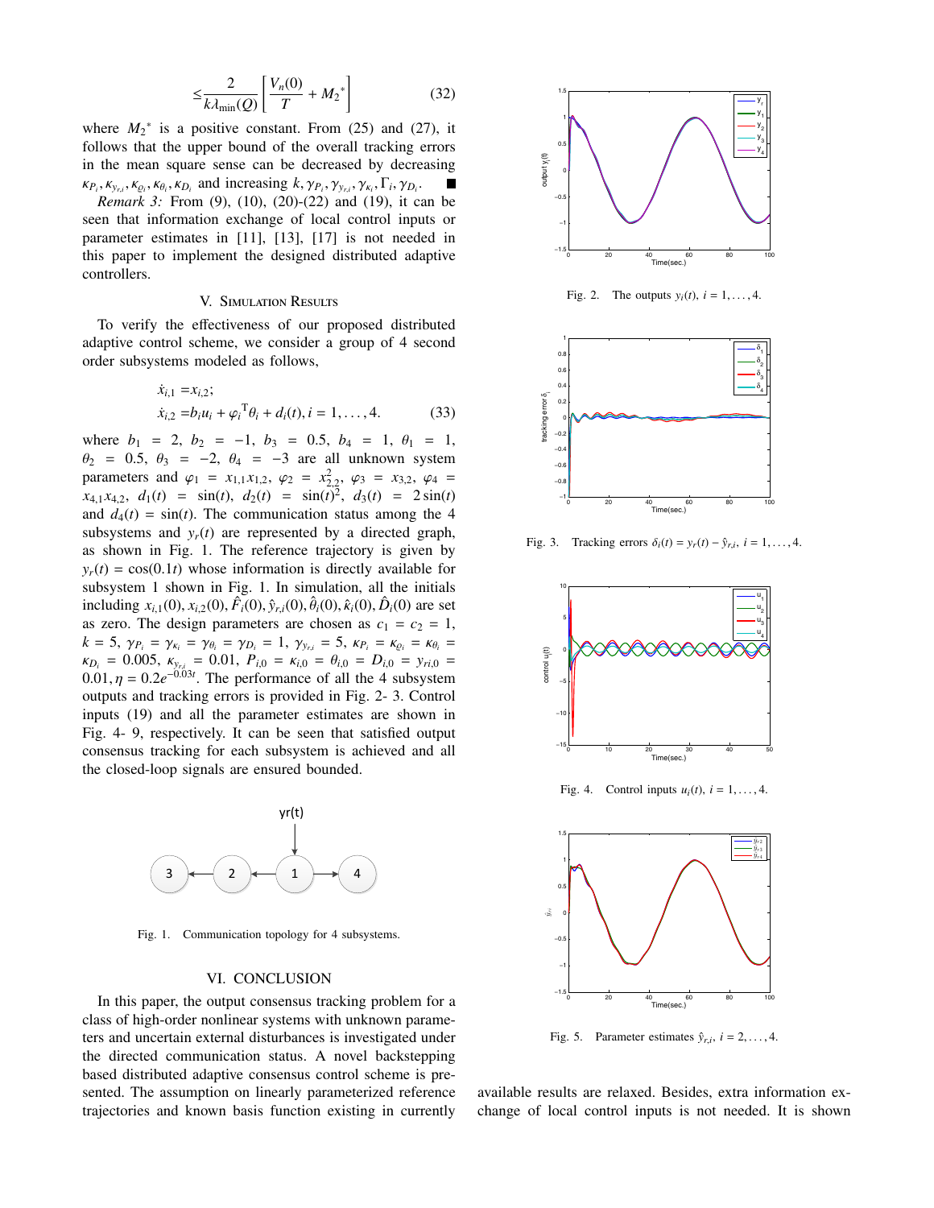$$\leq \frac{2}{k\lambda_{\min}(Q)}\left[\frac{V_n(0)}{T} + M_2{}^*\right] \quad (32)$$

where $M_2{}^*$ is a positive constant. From (25) and (27), it follows that the upper bound of the overall tracking errors in the mean square sense can be decreased by decreasing $\kappa_{P_i}, \kappa_{y_{r,i}}, \kappa_{\varrho_i}, \kappa_{\theta_i}, \kappa_{D_i}$ and increasing $k, \gamma_{P_i}, \gamma_{y_{r,i}}, \gamma_{\kappa_i}, \Gamma_i, \gamma_{D_i}$. ■

*Remark 3:* From (9), (10), (20)-(22) and (19), it can be seen that information exchange of local control inputs or parameter estimates in [11], [13], [17] is not needed in this paper to implement the designed distributed adaptive controllers.

## V. Simulation Results

To verify the effectiveness of our proposed distributed adaptive control scheme, we consider a group of 4 second order subsystems modeled as follows,

$$\begin{aligned}
\dot{x}_{i,1} &= x_{i,2}; \\
\dot{x}_{i,2} &= b_i u_i + \varphi_i{}^{\mathrm{T}}\theta_i + d_i(t), i = 1, \ldots, 4.
\end{aligned} \quad (33)$$

where $b_1 = 2$, $b_2 = -1$, $b_3 = 0.5$, $b_4 = 1$, $\theta_1 = 1$, $\theta_2 = 0.5$, $\theta_3 = -2$, $\theta_4 = -3$ are all unknown system parameters and $\varphi_1 = x_{1,1}x_{1,2}$, $\varphi_2 = x_{2,2}^2$, $\varphi_3 = x_{3,2}$, $\varphi_4 = x_{4,1}x_{4,2}$, $d_1(t) = \sin(t)$, $d_2(t) = \sin(t)^2$, $d_3(t) = 2\sin(t)$ and $d_4(t) = \sin(t)$. The communication status among the 4 subsystems and $y_r(t)$ are represented by a directed graph, as shown in Fig. 1. The reference trajectory is given by $y_r(t) = \cos(0.1t)$ whose information is directly available for subsystem 1 shown in Fig. 1. In simulation, all the initials including $x_{i,1}(0), x_{i,2}(0), \hat{F}_i(0), \hat{y}_{r,i}(0), \hat{\theta}_i(0), \hat{\kappa}_i(0), \hat{D}_i(0)$ are set as zero. The design parameters are chosen as $c_1 = c_2 = 1$, $k = 5$, $\gamma_{P_i} = \gamma_{\kappa_i} = \gamma_{\theta_i} = \gamma_{D_i} = 1$, $\gamma_{y_{r,i}} = 5$, $\kappa_{P_i} = \kappa_{\varrho_i} = \kappa_{\theta_i} = \kappa_{D_i} = 0.005$, $\kappa_{y_{r,i}} = 0.01$, $P_{i,0} = \kappa_{i,0} = \theta_{i,0} = D_{i,0} = y_{ri,0} = 0.01, \eta = 0.2e^{-0.03t}$. The performance of all the 4 subsystem outputs and tracking errors is provided in Fig. 2- 3. Control inputs (19) and all the parameter estimates are shown in Fig. 4- 9, respectively. It can be seen that satisfied output consensus tracking for each subsystem is achieved and all the closed-loop signals are ensured bounded.

Fig. 1. Communication topology for 4 subsystems.

Fig. 2. The outputs $y_i(t)$, $i = 1, \ldots, 4$.

Fig. 3. Tracking errors $\delta_i(t) = y_r(t) - \hat{y}_{r,i}$, $i = 1, \ldots, 4$.

Fig. 4. Control inputs $u_i(t)$, $i = 1, \ldots, 4$.

Fig. 5. Parameter estimates $\hat{y}_{r,i}$, $i = 2, \ldots, 4$.

## VI. Conclusion

In this paper, the output consensus tracking problem for a class of high-order nonlinear systems with unknown parameters and uncertain external disturbances is investigated under the directed communication status. A novel backstepping based distributed adaptive consensus control scheme is presented. The assumption on linearly parameterized reference trajectories and known basis function existing in currently available results are relaxed. Besides, extra information exchange of local control inputs is not needed. It is shown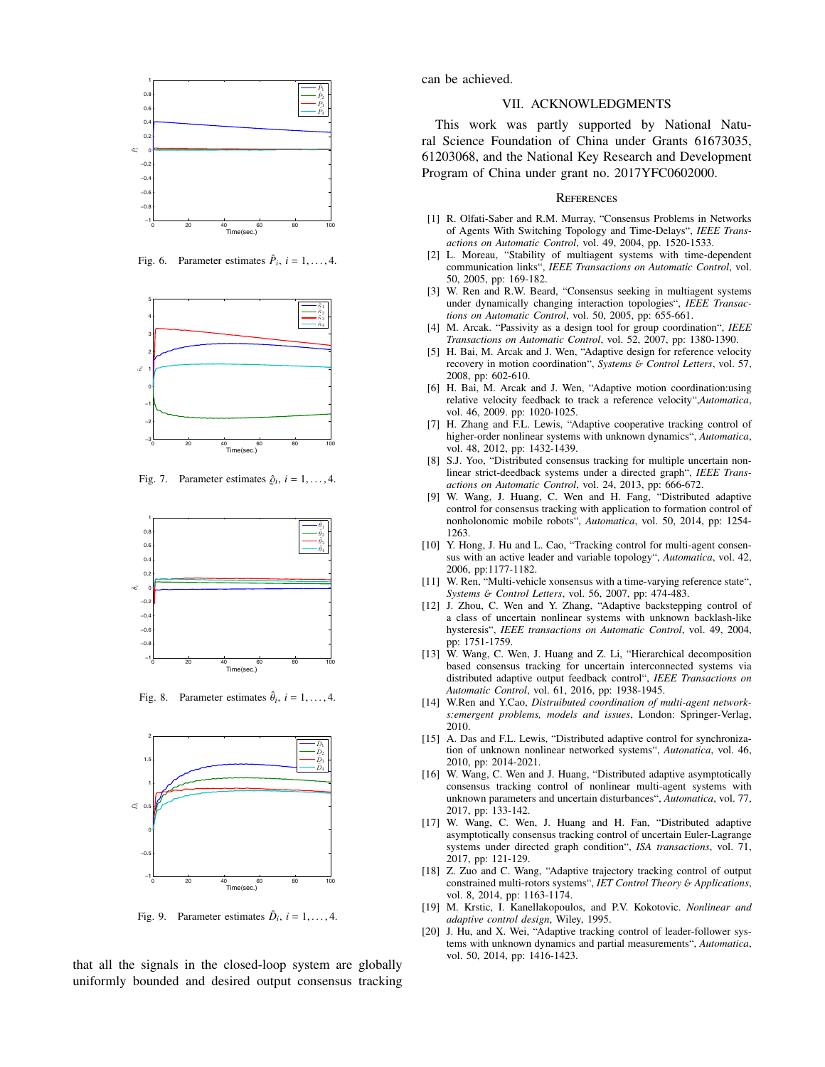Time(sec.)

Fig. 6. Parameter estimates $\hat{P}_i$, $i = 1, \ldots, 4$.

Time(sec.)

Fig. 7. Parameter estimates $\hat{\varrho}_i$, $i = 1, \ldots, 4$.

Time(sec.)

Fig. 8. Parameter estimates $\hat{\theta}_i$, $i = 1, \ldots, 4$.

Time(sec.)

Fig. 9. Parameter estimates $\hat{D}_i$, $i = 1, \ldots, 4$.

that all the signals in the closed-loop system are globally uniformly bounded and desired output consensus tracking can be achieved.

## VII. ACKNOWLEDGMENTS

This work was partly supported by National Natural Science Foundation of China under Grants 61673035, 61203068, and the National Key Research and Development Program of China under grant no. 2017YFC0602000.

## REFERENCES

[1] R. Olfati-Saber and R.M. Murray, "Consensus Problems in Networks of Agents With Switching Topology and Time-Delays", *IEEE Transactions on Automatic Control*, vol. 49, 2004, pp. 1520-1533.

[2] L. Moreau, "Stability of multiagent systems with time-dependent communication links", *IEEE Transactions on Automatic Control*, vol. 50, 2005, pp: 169-182.

[3] W. Ren and R.W. Beard, "Consensus seeking in multiagent systems under dynamically changing interaction topologies", *IEEE Transactions on Automatic Control*, vol. 50, 2005, pp: 655-661.

[4] M. Arcak. "Passivity as a design tool for group coordination", *IEEE Transactions on Automatic Control*, vol. 52, 2007, pp: 1380-1390.

[5] H. Bai, M. Arcak and J. Wen, "Adaptive design for reference velocity recovery in motion coordination", *Systems & Control Letters*, vol. 57, 2008, pp: 602-610.

[6] H. Bai, M. Arcak and J. Wen, "Adaptive motion coordination:using relative velocity feedback to track a reference velocity",*Automatica*, vol. 46, 2009. pp: 1020-1025.

[7] H. Zhang and F.L. Lewis, "Adaptive cooperative tracking control of higher-order nonlinear systems with unknown dynamics", *Automatica*, vol. 48, 2012, pp: 1432-1439.

[8] S.J. Yoo, "Distributed consensus tracking for multiple uncertain nonlinear strict-deedback systems under a directed graph", *IEEE Transactions on Automatic Control*, vol. 24, 2013, pp: 666-672.

[9] W. Wang, J. Huang, C. Wen and H. Fang, "Distributed adaptive control for consensus tracking with application to formation control of nonholonomic mobile robots", *Automatica*, vol. 50, 2014, pp: 1254-1263.

[10] Y. Hong, J. Hu and L. Cao, "Tracking control for multi-agent consensus with an active leader and variable topology", *Automatica*, vol. 42, 2006, pp:1177-1182.

[11] W. Ren, "Multi-vehicle xonsensus with a time-varying reference state", *Systems & Control Letters*, vol. 56, 2007, pp: 474-483.

[12] J. Zhou, C. Wen and Y. Zhang, "Adaptive backstepping control of a class of uncertain nonlinear systems with unknown backlash-like hysteresis", *IEEE transactions on Automatic Control*, vol. 49, 2004, pp: 1751-1759.

[13] W. Wang, C. Wen, J. Huang and Z. Li, "Hierarchical decomposition based consensus tracking for uncertain interconnected systems via distributed adaptive output feedback control", *IEEE Transactions on Automatic Control*, vol. 61, 2016, pp: 1938-1945.

[14] W.Ren and Y.Cao, *Distruibuted coordination of multi-agent networks:emergent problems, models and issues*, London: Springer-Verlag, 2010.

[15] A. Das and F.L. Lewis, "Distributed adaptive control for synchronization of unknown nonlinear networked systems", *Autonatica*, vol. 46, 2010, pp: 2014-2021.

[16] W. Wang, C. Wen and J. Huang, "Distributed adaptive asymptotically consensus tracking control of nonlinear multi-agent systems with unknown parameters and uncertain disturbances", *Automatica*, vol. 77, 2017, pp: 133-142.

[17] W. Wang, C. Wen, J. Huang and H. Fan, "Distributed adaptive asymptotically consensus tracking control of uncertain Euler-Lagrange systems under directed graph condition", *ISA transactions*, vol. 71, 2017, pp: 121-129.

[18] Z. Zuo and C. Wang, "Adaptive trajectory tracking control of output constrained multi-rotors systems", *IET Control Theory & Applications*, vol. 8, 2014, pp: 1163-1174.

[19] M. Krstic, I. Kanellakopoulos, and P.V. Kokotovic. *Nonlinear and adaptive control design*, Wiley, 1995.

[20] J. Hu, and X. Wei, "Adaptive tracking control of leader-follower systems with unknown dynamics and partial measurements", *Automatica*, vol. 50, 2014, pp: 1416-1423.